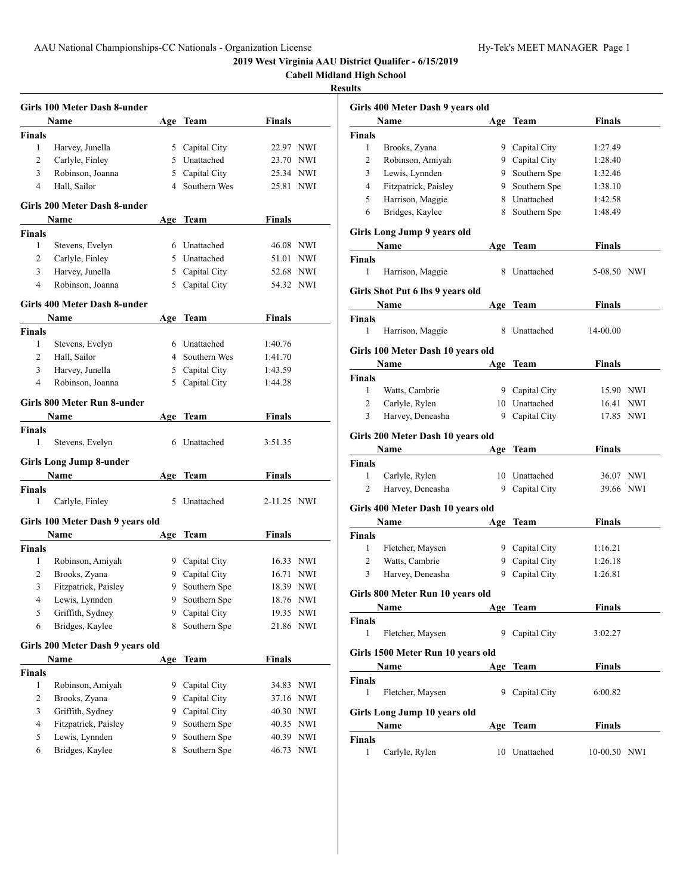**2019 West Virginia AAU District Qualifer - 6/15/2019**

**Cabell Midland High School**

**Results**

### Girls 100 Meter Dash 8-under

| | Name | Age | Team | Finals | |
|---|---|---|---|---|---|
| **Finals** | | | | | |
| 1 | Harvey, Junella | 5 | Capital City | 22.97 | NWI |
| 2 | Carlyle, Finley | 5 | Unattached | 23.70 | NWI |
| 3 | Robinson, Joanna | 5 | Capital City | 25.34 | NWI |
| 4 | Hall, Sailor | 4 | Southern Wes | 25.81 | NWI |

### Girls 200 Meter Dash 8-under

| | Name | Age | Team | Finals | |
|---|---|---|---|---|---|
| **Finals** | | | | | |
| 1 | Stevens, Evelyn | 6 | Unattached | 46.08 | NWI |
| 2 | Carlyle, Finley | 5 | Unattached | 51.01 | NWI |
| 3 | Harvey, Junella | 5 | Capital City | 52.68 | NWI |
| 4 | Robinson, Joanna | 5 | Capital City | 54.32 | NWI |

### Girls 400 Meter Dash 8-under

| | Name | Age | Team | Finals |
|---|---|---|---|---|
| **Finals** | | | | |
| 1 | Stevens, Evelyn | 6 | Unattached | 1:40.76 |
| 2 | Hall, Sailor | 4 | Southern Wes | 1:41.70 |
| 3 | Harvey, Junella | 5 | Capital City | 1:43.59 |
| 4 | Robinson, Joanna | 5 | Capital City | 1:44.28 |

### Girls 800 Meter Run 8-under

| | Name | Age | Team | Finals |
|---|---|---|---|---|
| **Finals** | | | | |
| 1 | Stevens, Evelyn | 6 | Unattached | 3:51.35 |

### Girls Long Jump 8-under

| | Name | Age | Team | Finals | |
|---|---|---|---|---|---|
| **Finals** | | | | | |
| 1 | Carlyle, Finley | 5 | Unattached | 2-11.25 | NWI |

### Girls 100 Meter Dash 9 years old

| | Name | Age | Team | Finals | |
|---|---|---|---|---|---|
| **Finals** | | | | | |
| 1 | Robinson, Amiyah | 9 | Capital City | 16.33 | NWI |
| 2 | Brooks, Zyana | 9 | Capital City | 16.71 | NWI |
| 3 | Fitzpatrick, Paisley | 9 | Southern Spe | 18.39 | NWI |
| 4 | Lewis, Lynnden | 9 | Southern Spe | 18.76 | NWI |
| 5 | Griffith, Sydney | 9 | Capital City | 19.35 | NWI |
| 6 | Bridges, Kaylee | 8 | Southern Spe | 21.86 | NWI |

### Girls 200 Meter Dash 9 years old

| | Name | Age | Team | Finals | |
|---|---|---|---|---|---|
| **Finals** | | | | | |
| 1 | Robinson, Amiyah | 9 | Capital City | 34.83 | NWI |
| 2 | Brooks, Zyana | 9 | Capital City | 37.16 | NWI |
| 3 | Griffith, Sydney | 9 | Capital City | 40.30 | NWI |
| 4 | Fitzpatrick, Paisley | 9 | Southern Spe | 40.35 | NWI |
| 5 | Lewis, Lynnden | 9 | Southern Spe | 40.39 | NWI |
| 6 | Bridges, Kaylee | 8 | Southern Spe | 46.73 | NWI |

### Girls 400 Meter Dash 9 years old

| | Name | Age | Team | Finals |
|---|---|---|---|---|
| **Finals** | | | | |
| 1 | Brooks, Zyana | 9 | Capital City | 1:27.49 |
| 2 | Robinson, Amiyah | 9 | Capital City | 1:28.40 |
| 3 | Lewis, Lynnden | 9 | Southern Spe | 1:32.46 |
| 4 | Fitzpatrick, Paisley | 9 | Southern Spe | 1:38.10 |
| 5 | Harrison, Maggie | 8 | Unattached | 1:42.58 |
| 6 | Bridges, Kaylee | 8 | Southern Spe | 1:48.49 |

### Girls Long Jump 9 years old

| | Name | Age | Team | Finals | |
|---|---|---|---|---|---|
| **Finals** | | | | | |
| 1 | Harrison, Maggie | 8 | Unattached | 5-08.50 | NWI |

### Girls Shot Put 6 lbs 9 years old

| | Name | Age | Team | Finals |
|---|---|---|---|---|
| **Finals** | | | | |
| 1 | Harrison, Maggie | 8 | Unattached | 14-00.00 |

### Girls 100 Meter Dash 10 years old

| | Name | Age | Team | Finals | |
|---|---|---|---|---|---|
| **Finals** | | | | | |
| 1 | Watts, Cambrie | 9 | Capital City | 15.90 | NWI |
| 2 | Carlyle, Rylen | 10 | Unattached | 16.41 | NWI |
| 3 | Harvey, Deneasha | 9 | Capital City | 17.85 | NWI |

### Girls 200 Meter Dash 10 years old

| | Name | Age | Team | Finals | |
|---|---|---|---|---|---|
| **Finals** | | | | | |
| 1 | Carlyle, Rylen | 10 | Unattached | 36.07 | NWI |
| 2 | Harvey, Deneasha | 9 | Capital City | 39.66 | NWI |

### Girls 400 Meter Dash 10 years old

| | Name | Age | Team | Finals |
|---|---|---|---|---|
| **Finals** | | | | |
| 1 | Fletcher, Maysen | 9 | Capital City | 1:16.21 |
| 2 | Watts, Cambrie | 9 | Capital City | 1:26.18 |
| 3 | Harvey, Deneasha | 9 | Capital City | 1:26.81 |

### Girls 800 Meter Run 10 years old

| | Name | Age | Team | Finals |
|---|---|---|---|---|
| **Finals** | | | | |
| 1 | Fletcher, Maysen | 9 | Capital City | 3:02.27 |

### Girls 1500 Meter Run 10 years old

| | Name | Age | Team | Finals |
|---|---|---|---|---|
| **Finals** | | | | |
| 1 | Fletcher, Maysen | 9 | Capital City | 6:00.82 |

### Girls Long Jump 10 years old

| | Name | Age | Team | Finals | |
|---|---|---|---|---|---|
| **Finals** | | | | | |
| 1 | Carlyle, Rylen | 10 | Unattached | 10-00.50 | NWI |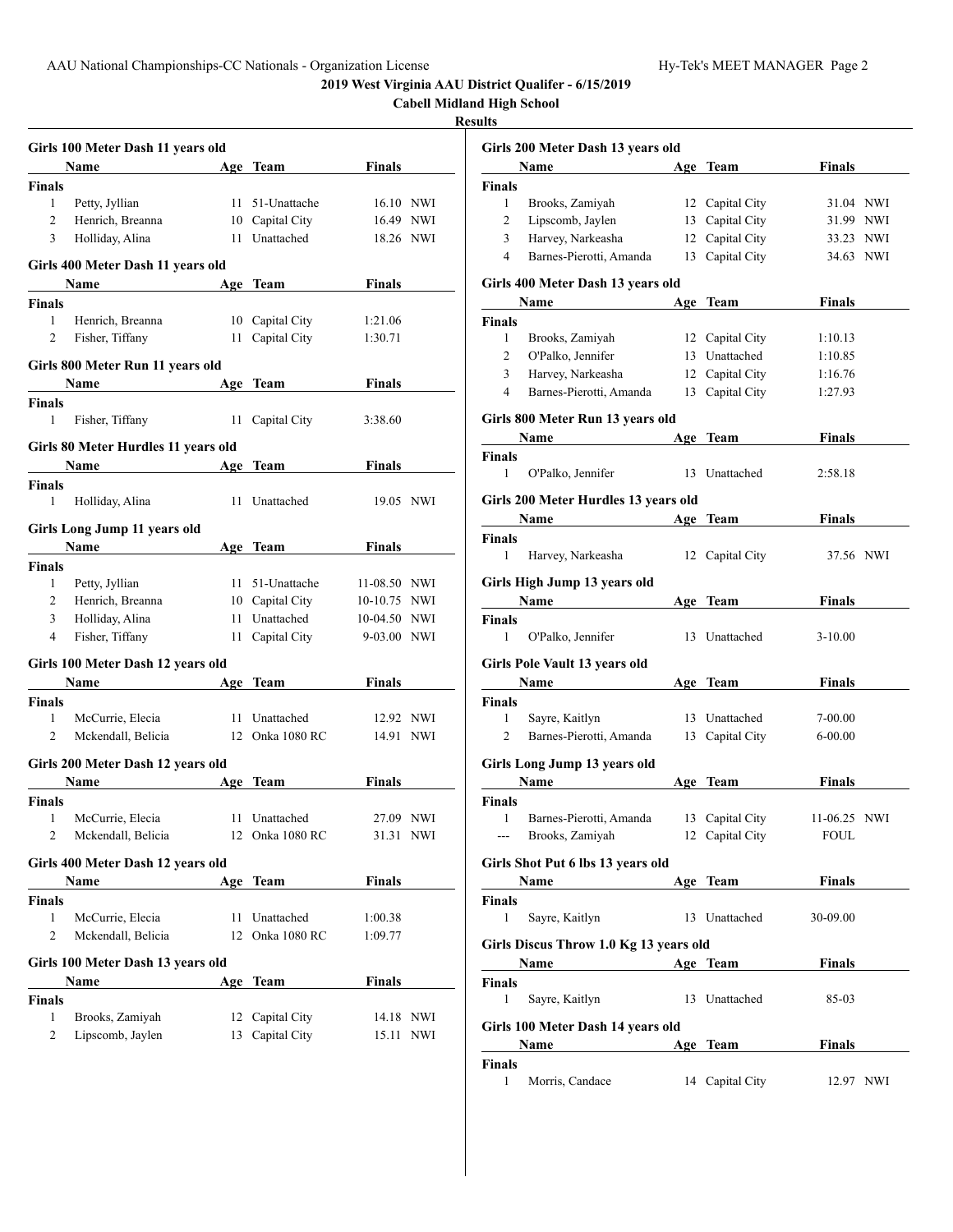**2019 West Virginia AAU District Qualifer - 6/15/2019**

**Cabell Midland High School**

**Results**

### Girls 100 Meter Dash 11 years old

| | Name | Age | Team | Finals | |
|---|---|---|---|---|---|
| **Finals** | | | | | |
| 1 | Petty, Jyllian | 11 | 51-Unattache | 16.10 | NWI |
| 2 | Henrich, Breanna | 10 | Capital City | 16.49 | NWI |
| 3 | Holliday, Alina | 11 | Unattached | 18.26 | NWI |

### Girls 400 Meter Dash 11 years old

| | Name | Age | Team | Finals |
|---|---|---|---|---|
| **Finals** | | | | |
| 1 | Henrich, Breanna | 10 | Capital City | 1:21.06 |
| 2 | Fisher, Tiffany | 11 | Capital City | 1:30.71 |

### Girls 800 Meter Run 11 years old

| | Name | Age | Team | Finals |
|---|---|---|---|---|
| **Finals** | | | | |
| 1 | Fisher, Tiffany | 11 | Capital City | 3:38.60 |

### Girls 80 Meter Hurdles 11 years old

| | Name | Age | Team | Finals | |
|---|---|---|---|---|---|
| **Finals** | | | | | |
| 1 | Holliday, Alina | 11 | Unattached | 19.05 | NWI |

### Girls Long Jump 11 years old

| | Name | Age | Team | Finals | |
|---|---|---|---|---|---|
| **Finals** | | | | | |
| 1 | Petty, Jyllian | 11 | 51-Unattache | 11-08.50 | NWI |
| 2 | Henrich, Breanna | 10 | Capital City | 10-10.75 | NWI |
| 3 | Holliday, Alina | 11 | Unattached | 10-04.50 | NWI |
| 4 | Fisher, Tiffany | 11 | Capital City | 9-03.00 | NWI |

### Girls 100 Meter Dash 12 years old

| | Name | Age | Team | Finals | |
|---|---|---|---|---|---|
| **Finals** | | | | | |
| 1 | McCurrie, Elecia | 11 | Unattached | 12.92 | NWI |
| 2 | Mckendall, Belicia | 12 | Onka 1080 RC | 14.91 | NWI |

### Girls 200 Meter Dash 12 years old

| | Name | Age | Team | Finals | |
|---|---|---|---|---|---|
| **Finals** | | | | | |
| 1 | McCurrie, Elecia | 11 | Unattached | 27.09 | NWI |
| 2 | Mckendall, Belicia | 12 | Onka 1080 RC | 31.31 | NWI |

### Girls 400 Meter Dash 12 years old

| | Name | Age | Team | Finals |
|---|---|---|---|---|
| **Finals** | | | | |
| 1 | McCurrie, Elecia | 11 | Unattached | 1:00.38 |
| 2 | Mckendall, Belicia | 12 | Onka 1080 RC | 1:09.77 |

### Girls 100 Meter Dash 13 years old

| | Name | Age | Team | Finals | |
|---|---|---|---|---|---|
| **Finals** | | | | | |
| 1 | Brooks, Zamiyah | 12 | Capital City | 14.18 | NWI |
| 2 | Lipscomb, Jaylen | 13 | Capital City | 15.11 | NWI |

### Girls 200 Meter Dash 13 years old

| | Name | Age | Team | Finals | |
|---|---|---|---|---|---|
| **Finals** | | | | | |
| 1 | Brooks, Zamiyah | 12 | Capital City | 31.04 | NWI |
| 2 | Lipscomb, Jaylen | 13 | Capital City | 31.99 | NWI |
| 3 | Harvey, Narkeasha | 12 | Capital City | 33.23 | NWI |
| 4 | Barnes-Pierotti, Amanda | 13 | Capital City | 34.63 | NWI |

### Girls 400 Meter Dash 13 years old

| | Name | Age | Team | Finals |
|---|---|---|---|---|
| **Finals** | | | | |
| 1 | Brooks, Zamiyah | 12 | Capital City | 1:10.13 |
| 2 | O'Palko, Jennifer | 13 | Unattached | 1:10.85 |
| 3 | Harvey, Narkeasha | 12 | Capital City | 1:16.76 |
| 4 | Barnes-Pierotti, Amanda | 13 | Capital City | 1:27.93 |

### Girls 800 Meter Run 13 years old

| | Name | Age | Team | Finals |
|---|---|---|---|---|
| **Finals** | | | | |
| 1 | O'Palko, Jennifer | 13 | Unattached | 2:58.18 |

### Girls 200 Meter Hurdles 13 years old

| | Name | Age | Team | Finals | |
|---|---|---|---|---|---|
| **Finals** | | | | | |
| 1 | Harvey, Narkeasha | 12 | Capital City | 37.56 | NWI |

### Girls High Jump 13 years old

| | Name | Age | Team | Finals |
|---|---|---|---|---|
| **Finals** | | | | |
| 1 | O'Palko, Jennifer | 13 | Unattached | 3-10.00 |

### Girls Pole Vault 13 years old

| | Name | Age | Team | Finals |
|---|---|---|---|---|
| **Finals** | | | | |
| 1 | Sayre, Kaitlyn | 13 | Unattached | 7-00.00 |
| 2 | Barnes-Pierotti, Amanda | 13 | Capital City | 6-00.00 |

### Girls Long Jump 13 years old

| | Name | Age | Team | Finals | |
|---|---|---|---|---|---|
| **Finals** | | | | | |
| 1 | Barnes-Pierotti, Amanda | 13 | Capital City | 11-06.25 | NWI |
| --- | Brooks, Zamiyah | 12 | Capital City | FOUL | |

### Girls Shot Put 6 lbs 13 years old

| | Name | Age | Team | Finals |
|---|---|---|---|---|
| **Finals** | | | | |
| 1 | Sayre, Kaitlyn | 13 | Unattached | 30-09.00 |

### Girls Discus Throw 1.0 Kg 13 years old

| | Name | Age | Team | Finals |
|---|---|---|---|---|
| **Finals** | | | | |
| 1 | Sayre, Kaitlyn | 13 | Unattached | 85-03 |

### Girls 100 Meter Dash 14 years old

| | Name | Age | Team | Finals | |
|---|---|---|---|---|---|
| **Finals** | | | | | |
| 1 | Morris, Candace | 14 | Capital City | 12.97 | NWI |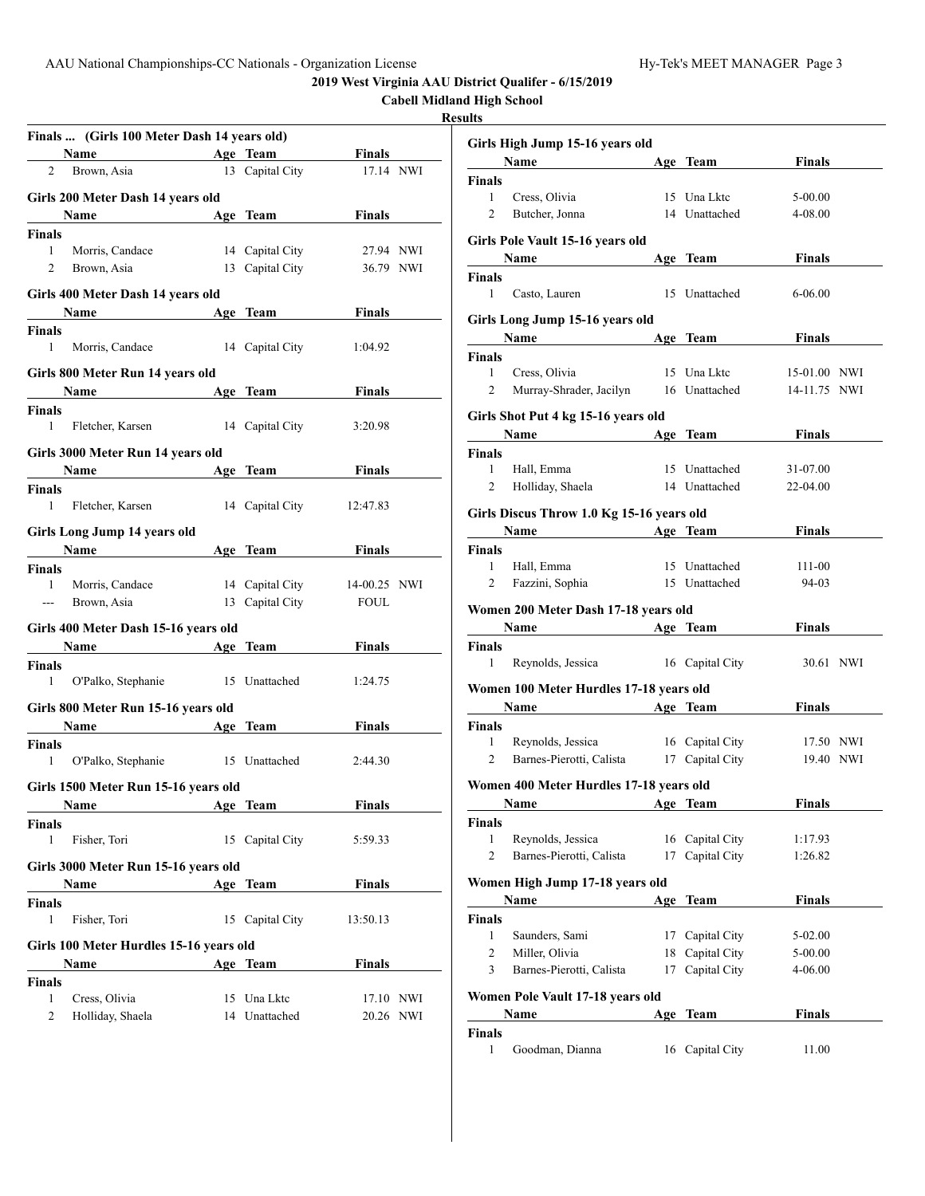## 2019 West Virginia AAU District Qualifer - 6/15/2019

### Cabell Midland High School

### Results

#### Finals ... (Girls 100 Meter Dash 14 years old)

| | Name | Age | Team | Finals | |
|---|---|---|---|---|---|
| 2 | Brown, Asia | 13 | Capital City | 17.14 | NWI |

#### Girls 200 Meter Dash 14 years old

| | Name | Age | Team | Finals | |
|---|---|---|---|---|---|
| **Finals** | | | | | |
| 1 | Morris, Candace | 14 | Capital City | 27.94 | NWI |
| 2 | Brown, Asia | 13 | Capital City | 36.79 | NWI |

#### Girls 400 Meter Dash 14 years old

| | Name | Age | Team | Finals |
|---|---|---|---|---|
| **Finals** | | | | |
| 1 | Morris, Candace | 14 | Capital City | 1:04.92 |

#### Girls 800 Meter Run 14 years old

| | Name | Age | Team | Finals |
|---|---|---|---|---|
| **Finals** | | | | |
| 1 | Fletcher, Karsen | 14 | Capital City | 3:20.98 |

#### Girls 3000 Meter Run 14 years old

| | Name | Age | Team | Finals |
|---|---|---|---|---|
| **Finals** | | | | |
| 1 | Fletcher, Karsen | 14 | Capital City | 12:47.83 |

#### Girls Long Jump 14 years old

| | Name | Age | Team | Finals | |
|---|---|---|---|---|---|
| **Finals** | | | | | |
| 1 | Morris, Candace | 14 | Capital City | 14-00.25 | NWI |
| --- | Brown, Asia | 13 | Capital City | FOUL | |

#### Girls 400 Meter Dash 15-16 years old

| | Name | Age | Team | Finals |
|---|---|---|---|---|
| **Finals** | | | | |
| 1 | O'Palko, Stephanie | 15 | Unattached | 1:24.75 |

#### Girls 800 Meter Run 15-16 years old

| | Name | Age | Team | Finals |
|---|---|---|---|---|
| **Finals** | | | | |
| 1 | O'Palko, Stephanie | 15 | Unattached | 2:44.30 |

#### Girls 1500 Meter Run 15-16 years old

| | Name | Age | Team | Finals |
|---|---|---|---|---|
| **Finals** | | | | |
| 1 | Fisher, Tori | 15 | Capital City | 5:59.33 |

#### Girls 3000 Meter Run 15-16 years old

| | Name | Age | Team | Finals |
|---|---|---|---|---|
| **Finals** | | | | |
| 1 | Fisher, Tori | 15 | Capital City | 13:50.13 |

#### Girls 100 Meter Hurdles 15-16 years old

| | Name | Age | Team | Finals | |
|---|---|---|---|---|---|
| **Finals** | | | | | |
| 1 | Cress, Olivia | 15 | Una Lktc | 17.10 | NWI |
| 2 | Holliday, Shaela | 14 | Unattached | 20.26 | NWI |

#### Girls High Jump 15-16 years old

| | Name | Age | Team | Finals |
|---|---|---|---|---|
| **Finals** | | | | |
| 1 | Cress, Olivia | 15 | Una Lktc | 5-00.00 |
| 2 | Butcher, Jonna | 14 | Unattached | 4-08.00 |

#### Girls Pole Vault 15-16 years old

| | Name | Age | Team | Finals |
|---|---|---|---|---|
| **Finals** | | | | |
| 1 | Casto, Lauren | 15 | Unattached | 6-06.00 |

#### Girls Long Jump 15-16 years old

| | Name | Age | Team | Finals | |
|---|---|---|---|---|---|
| **Finals** | | | | | |
| 1 | Cress, Olivia | 15 | Una Lktc | 15-01.00 | NWI |
| 2 | Murray-Shrader, Jacilyn | 16 | Unattached | 14-11.75 | NWI |

#### Girls Shot Put 4 kg 15-16 years old

| | Name | Age | Team | Finals |
|---|---|---|---|---|
| **Finals** | | | | |
| 1 | Hall, Emma | 15 | Unattached | 31-07.00 |
| 2 | Holliday, Shaela | 14 | Unattached | 22-04.00 |

#### Girls Discus Throw 1.0 Kg 15-16 years old

| | Name | Age | Team | Finals |
|---|---|---|---|---|
| **Finals** | | | | |
| 1 | Hall, Emma | 15 | Unattached | 111-00 |
| 2 | Fazzini, Sophia | 15 | Unattached | 94-03 |

#### Women 200 Meter Dash 17-18 years old

| | Name | Age | Team | Finals | |
|---|---|---|---|---|---|
| **Finals** | | | | | |
| 1 | Reynolds, Jessica | 16 | Capital City | 30.61 | NWI |

#### Women 100 Meter Hurdles 17-18 years old

| | Name | Age | Team | Finals | |
|---|---|---|---|---|---|
| **Finals** | | | | | |
| 1 | Reynolds, Jessica | 16 | Capital City | 17.50 | NWI |
| 2 | Barnes-Pierotti, Calista | 17 | Capital City | 19.40 | NWI |

#### Women 400 Meter Hurdles 17-18 years old

| | Name | Age | Team | Finals |
|---|---|---|---|---|
| **Finals** | | | | |
| 1 | Reynolds, Jessica | 16 | Capital City | 1:17.93 |
| 2 | Barnes-Pierotti, Calista | 17 | Capital City | 1:26.82 |

#### Women High Jump 17-18 years old

| | Name | Age | Team | Finals |
|---|---|---|---|---|
| **Finals** | | | | |
| 1 | Saunders, Sami | 17 | Capital City | 5-02.00 |
| 2 | Miller, Olivia | 18 | Capital City | 5-00.00 |
| 3 | Barnes-Pierotti, Calista | 17 | Capital City | 4-06.00 |

#### Women Pole Vault 17-18 years old

| | Name | Age | Team | Finals |
|---|---|---|---|---|
| **Finals** | | | | |
| 1 | Goodman, Dianna | 16 | Capital City | 11.00 |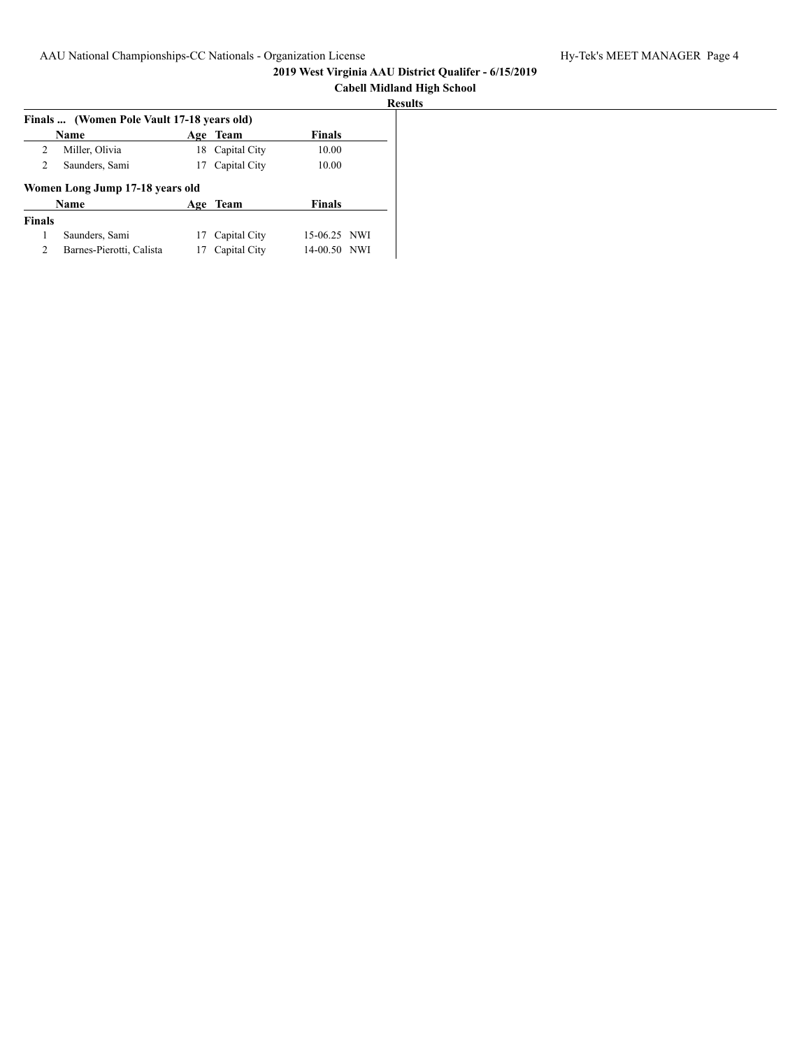**2019 West Virginia AAU District Qualifer - 6/15/2019**

**Cabell Midland High School**

**Results**

**Finals ... (Women Pole Vault 17-18 years old)**

| | Name | Age | Team | Finals |
|---|---|---|---|---|
| 2 | Miller, Olivia | 18 | Capital City | 10.00 |
| 2 | Saunders, Sami | 17 | Capital City | 10.00 |

**Women Long Jump 17-18 years old**

| | Name | Age | Team | Finals | |
|---|---|---|---|---|---|
| **Finals** | | | | | |
| 1 | Saunders, Sami | 17 | Capital City | 15-06.25 | NWI |
| 2 | Barnes-Pierotti, Calista | 17 | Capital City | 14-00.50 | NWI |